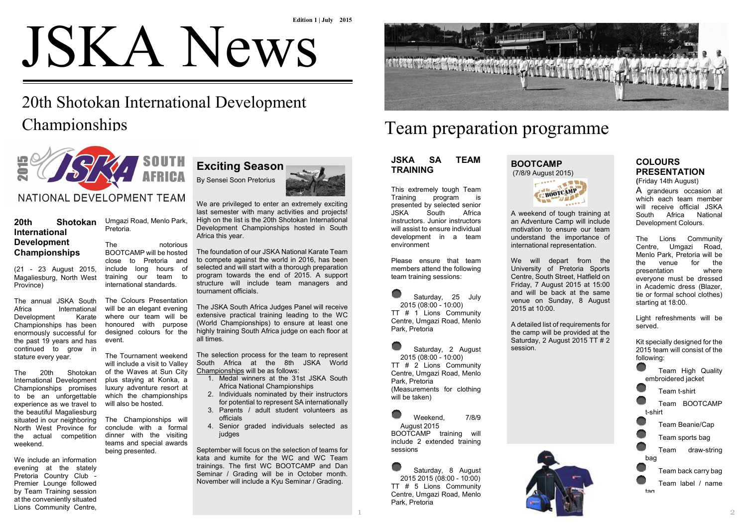Edition 1 | July 2015

# JSKA News

## 20th Shotokan International Development Championships

2015 JSKA SOUTH AFRICA

NATIONAL DEVELOPMENT TEAM

### 20th Shotokan International Development Championships

(21 - 23 August 2015, Magaliesburg, North West Province)

The annual JSKA South Africa International Development Karate Championships has been enormously successful for the past 19 years and has continued to grow in stature every year.

The 20th Shotokan International Development Championships promises to be an unforgettable experience as we travel to the beautiful Magaliesburg situated in our neighboring North West Province for the actual competition weekend.

We include an information evening at the stately Pretoria Country Club - Premier Lounge followed by Team Training session at the conveniently situated Lions Community Centre, Umgazi Road, Menlo Park, Pretoria.

The notorious BOOTCAMP will be hosted close to Pretoria and include long hours of training our team to international standards.

The Colours Presentation will be an elegant evening where our team will be honoured with purpose designed colours for the event.

The Tournament weekend will include a visit to Valley of the Waves at Sun City plus staying at Konka, a luxury adventure resort at which the championships will also be hosted.

The Championships will conclude with a formal dinner with the visiting teams and special awards being presented.

### Exciting Season

By Sensei Soon Pretorius

We are privileged to enter an extremely exciting last semester with many activities and projects! High on the list is the 20th Shotokan International Development Championships hosted in South Africa this year.

The foundation of our JSKA National Karate Team to compete against the world in 2016, has been selected and will start with a thorough preparation program towards the end of 2015. A support structure will include team managers and tournament officials.

The JSKA South Africa Judges Panel will receive extensive practical training leading to the WC (World Championships) to ensure at least one highly training South Africa judge on each floor at all times.

The selection process for the team to represent South Africa at the 8th JSKA World Championships will be as follows:

1. Medal winners at the 31st JSKA South Africa National Championships
2. Individuals nominated by their instructors for potential to represent SA internationally
3. Parents / adult student volunteers as officials
4. Senior graded individuals selected as judges

September will focus on the selection of teams for kata and kumite for the WC and WC Team trainings. The first WC BOOTCAMP and Dan Seminar / Grading will be in October month. November will include a Kyu Seminar / Grading.

## Team preparation programme

### JSKA SA TEAM TRAINING

This extremely tough Team Training program is presented by selected senior JSKA South Africa instructors. Junior instructors will assist to ensure individual development in a team environment

Please ensure that team members attend the following team training sessions:

- Saturday, 25 July 2015 (08:00 - 10:00) TT # 1 Lions Community Centre, Umgazi Road, Menlo Park, Pretoria
- Saturday, 2 August 2015 (08:00 - 10:00) TT # 2 Lions Community Centre, Umgazi Road, Menlo Park, Pretoria (Measurements for clothing will be taken)
- Weekend, 7/8/9 August 2015 BOOTCAMP training will include 2 extended training sessions
- Saturday, 8 August 2015 2015 (08:00 - 10:00) TT # 5 Lions Community Centre, Umgazi Road, Menlo Park, Pretoria

### BOOTCAMP

(7/8/9 August 2015)

A weekend of tough training at an Adventure Camp will include motivation to ensure our team understand the importance of international representation.

We will depart from the University of Pretoria Sports Centre, South Street, Hatfield on Friday, 7 August 2015 at 15:00 and will be back at the same venue on Sunday, 8 August 2015 at 10:00.

A detailed list of requirements for the camp will be provided at the Saturday, 2 August 2015 TT # 2 session.

### COLOURS PRESENTATION

(Friday 14th August)

A grandeurs occasion at which each team member will receive official JSKA South Africa National Development Colours.

The Lions Community Centre, Umgazi Road, Menlo Park, Pretoria will be the venue for the presentation where everyone must be dressed in Academic dress (Blazer, tie or formal school clothes) starting at 18:00.

Light refreshments will be served.

Kit specially designed for the 2015 team will consist of the following:

- Team High Quality embroidered jacket
- Team t-shirt
- Team BOOTCAMP t-shirt
- Team Beanie/Cap
- Team sports bag
- Team draw-string bag
- Team back carry bag
- Team label / name tag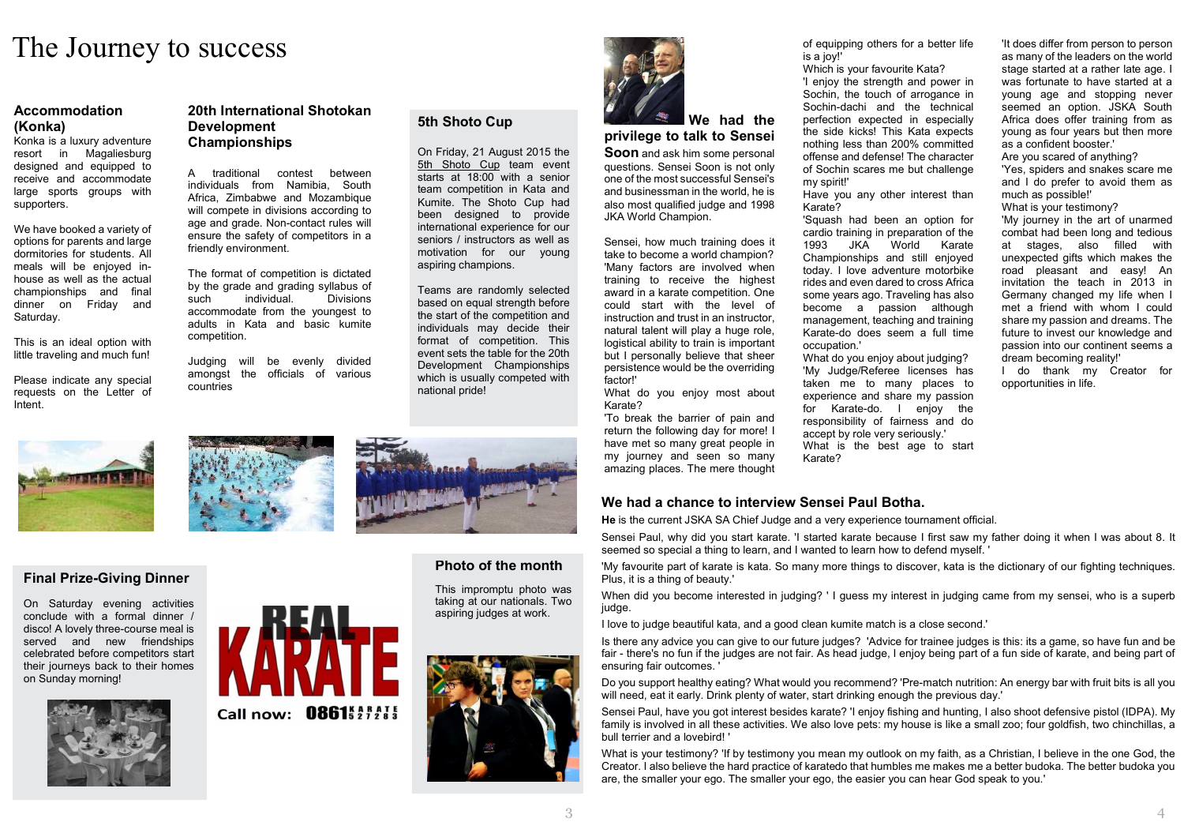# The Journey to success

## Accommodation (Konka)

Konka is a luxury adventure resort in Magaliesburg designed and equipped to receive and accommodate large sports groups with supporters.

We have booked a variety of options for parents and large dormitories for students. All meals will be enjoyed in-house as well as the actual championships and final dinner on Friday and Saturday.

This is an ideal option with little traveling and much fun!

Please indicate any special requests on the Letter of Intent.

## 20th International Shotokan Development Championships

A traditional contest between individuals from Namibia, South Africa, Zimbabwe and Mozambique will compete in divisions according to age and grade. Non-contact rules will ensure the safety of competitors in a friendly environment.

The format of competition is dictated by the grade and grading syllabus of such individual. Divisions accommodate from the youngest to adults in Kata and basic kumite competition.

Judging will be evenly divided amongst the officials of various countries

## 5th Shoto Cup

On Friday, 21 August 2015 the 5th Shoto Cup team event starts at 18:00 with a senior team competition in Kata and Kumite. The Shoto Cup had been designed to provide international experience for our seniors / instructors as well as motivation for our young aspiring champions.

Teams are randomly selected based on equal strength before the start of the competition and individuals may decide their format of competition. This event sets the table for the 20th Development Championships which is usually competed with national pride!

## Final Prize-Giving Dinner

On Saturday evening activities conclude with a formal dinner / disco! A lovely three-course meal is served and new friendships celebrated before competitors start their journeys back to their homes on Sunday morning!

REAL KARATE

Call now: 0861 527283

## Photo of the month

This impromptu photo was taking at our nationals. Two aspiring judges at work.

**We had the privilege to talk to Sensei Soon** and ask him some personal questions. Sensei Soon is not only one of the most successful Sensei's and businessman in the world, he is also most qualified judge and 1998 JKA World Champion.

Sensei, how much training does it take to become a world champion?
'Many factors are involved when training to receive the highest award in a karate competition. One could start with the level of instruction and trust in an instructor, natural talent will play a huge role, logistical ability to train is important but I personally believe that sheer persistence would be the overriding factor!'

What do you enjoy most about Karate?
'To break the barrier of pain and return the following day for more! I have met so many great people in my journey and seen so many amazing places. The mere thought of equipping others for a better life is a joy!'

Which is your favourite Kata?
'I enjoy the strength and power in Sochin, the touch of arrogance in Sochin-dachi and the technical perfection expected in especially the side kicks! This Kata expects nothing less than 200% committed offense and defense! The character of Sochin scares me but challenge my spirit!'

Have you any other interest than Karate?
'Squash had been an option for cardio training in preparation of the 1993 JKA World Karate Championships and still enjoyed today. I love adventure motorbike rides and even dared to cross Africa some years ago. Traveling has also become a passion although management, teaching and training Karate-do does seem a full time occupation.'

What do you enjoy about judging?
'My Judge/Referee licenses has taken me to many places to experience and share my passion for Karate-do. I enjoy the responsibility of fairness and do accept by role very seriously.'

What is the best age to start Karate?
'It does differ from person to person as many of the leaders on the world stage started at a rather late age. I was fortunate to have started at a young age and stopping never seemed an option. JSKA South Africa does offer training from as young as four years but then more as a confident booster.'

Are you scared of anything?
'Yes, spiders and snakes scare me and I do prefer to avoid them as much as possible!'

What is your testimony?
'My journey in the art of unarmed combat had been long and tedious at stages, also filled with unexpected gifts which makes the road pleasant and easy! An invitation the teach in 2013 in Germany changed my life when I met a friend with whom I could share my passion and dreams. The future to invest our knowledge and passion into our continent seems a dream becoming reality!'
I do thank my Creator for opportunities in life.

## We had a chance to interview Sensei Paul Botha.

**He** is the current JSKA SA Chief Judge and a very experience tournament official.

Sensei Paul, why did you start karate. 'I started karate because I first saw my father doing it when I was about 8. It seemed so special a thing to learn, and I wanted to learn how to defend myself. '

'My favourite part of karate is kata. So many more things to discover, kata is the dictionary of our fighting techniques. Plus, it is a thing of beauty.'

When did you become interested in judging? ' I guess my interest in judging came from my sensei, who is a superb judge.

I love to judge beautiful kata, and a good clean kumite match is a close second.'

Is there any advice you can give to our future judges? 'Advice for trainee judges is this: its a game, so have fun and be fair - there's no fun if the judges are not fair. As head judge, I enjoy being part of a fun side of karate, and being part of ensuring fair outcomes. '

Do you support healthy eating? What would you recommend? 'Pre-match nutrition: An energy bar with fruit bits is all you will need, eat it early. Drink plenty of water, start drinking enough the previous day.'

Sensei Paul, have you got interest besides karate? 'I enjoy fishing and hunting, I also shoot defensive pistol (IDPA). My family is involved in all these activities. We also love pets: my house is like a small zoo; four goldfish, two chinchillas, a bull terrier and a lovebird! '

What is your testimony? 'If by testimony you mean my outlook on my faith, as a Christian, I believe in the one God, the Creator. I also believe the hard practice of karatedo that humbles me makes me a better budoka. The better budoka you are, the smaller your ego. The smaller your ego, the easier you can hear God speak to you.'